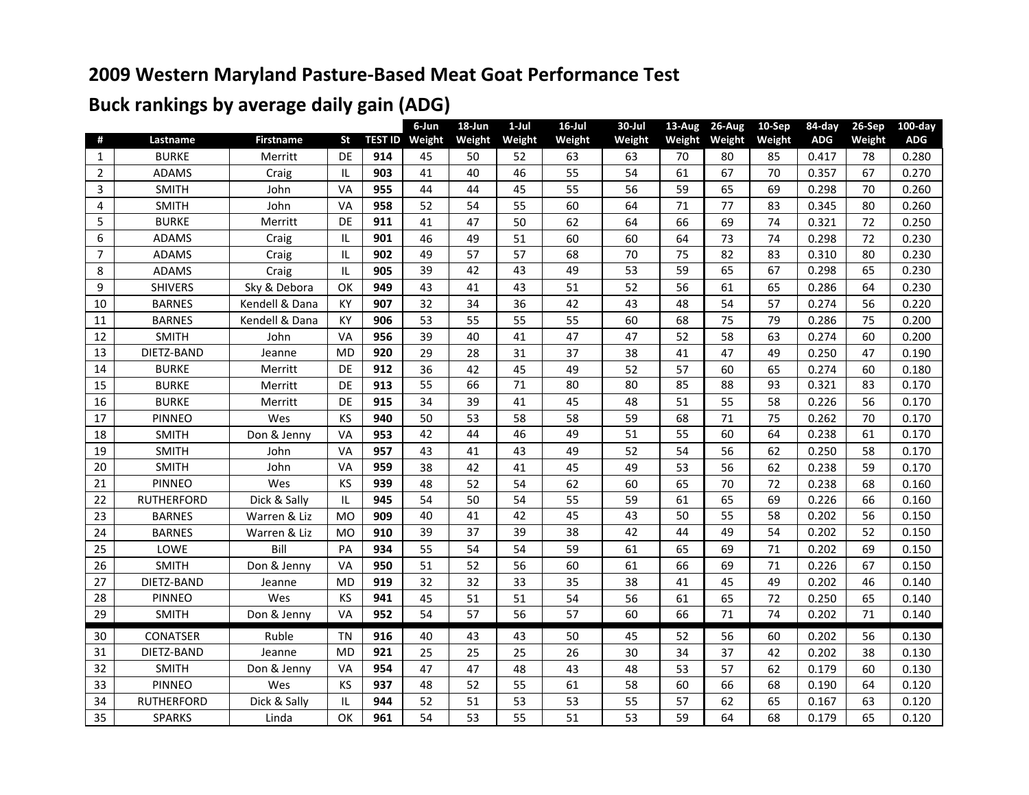# 2009 Western Maryland Pasture-Based Meat Goat Performance Test

## Buck rankings by average daily gain (ADG)

| # | Lastname | Firstname | St | TEST ID | 6-Jun Weight | 18-Jun Weight | 1-Jul Weight | 16-Jul Weight | 30-Jul Weight | 13-Aug Weight | 26-Aug Weight | 10-Sep Weight | 84-day ADG | 26-Sep Weight | 100-day ADG |
|---|---|---|---|---|---|---|---|---|---|---|---|---|---|---|---|
| 1 | BURKE | Merritt | DE | **914** | 45 | 50 | 52 | 63 | 63 | 70 | 80 | 85 | 0.417 | 78 | 0.280 |
| 2 | ADAMS | Craig | IL | **903** | 41 | 40 | 46 | 55 | 54 | 61 | 67 | 70 | 0.357 | 67 | 0.270 |
| 3 | SMITH | John | VA | **955** | 44 | 44 | 45 | 55 | 56 | 59 | 65 | 69 | 0.298 | 70 | 0.260 |
| 4 | SMITH | John | VA | **958** | 52 | 54 | 55 | 60 | 64 | 71 | 77 | 83 | 0.345 | 80 | 0.260 |
| 5 | BURKE | Merritt | DE | **911** | 41 | 47 | 50 | 62 | 64 | 66 | 69 | 74 | 0.321 | 72 | 0.250 |
| 6 | ADAMS | Craig | IL | **901** | 46 | 49 | 51 | 60 | 60 | 64 | 73 | 74 | 0.298 | 72 | 0.230 |
| 7 | ADAMS | Craig | IL | **902** | 49 | 57 | 57 | 68 | 70 | 75 | 82 | 83 | 0.310 | 80 | 0.230 |
| 8 | ADAMS | Craig | IL | **905** | 39 | 42 | 43 | 49 | 53 | 59 | 65 | 67 | 0.298 | 65 | 0.230 |
| 9 | SHIVERS | Sky & Debora | OK | **949** | 43 | 41 | 43 | 51 | 52 | 56 | 61 | 65 | 0.286 | 64 | 0.230 |
| 10 | BARNES | Kendell & Dana | KY | **907** | 32 | 34 | 36 | 42 | 43 | 48 | 54 | 57 | 0.274 | 56 | 0.220 |
| 11 | BARNES | Kendell & Dana | KY | **906** | 53 | 55 | 55 | 55 | 60 | 68 | 75 | 79 | 0.286 | 75 | 0.200 |
| 12 | SMITH | John | VA | **956** | 39 | 40 | 41 | 47 | 47 | 52 | 58 | 63 | 0.274 | 60 | 0.200 |
| 13 | DIETZ-BAND | Jeanne | MD | **920** | 29 | 28 | 31 | 37 | 38 | 41 | 47 | 49 | 0.250 | 47 | 0.190 |
| 14 | BURKE | Merritt | DE | **912** | 36 | 42 | 45 | 49 | 52 | 57 | 60 | 65 | 0.274 | 60 | 0.180 |
| 15 | BURKE | Merritt | DE | **913** | 55 | 66 | 71 | 80 | 80 | 85 | 88 | 93 | 0.321 | 83 | 0.170 |
| 16 | BURKE | Merritt | DE | **915** | 34 | 39 | 41 | 45 | 48 | 51 | 55 | 58 | 0.226 | 56 | 0.170 |
| 17 | PINNEO | Wes | KS | **940** | 50 | 53 | 58 | 58 | 59 | 68 | 71 | 75 | 0.262 | 70 | 0.170 |
| 18 | SMITH | Don & Jenny | VA | **953** | 42 | 44 | 46 | 49 | 51 | 55 | 60 | 64 | 0.238 | 61 | 0.170 |
| 19 | SMITH | John | VA | **957** | 43 | 41 | 43 | 49 | 52 | 54 | 56 | 62 | 0.250 | 58 | 0.170 |
| 20 | SMITH | John | VA | **959** | 38 | 42 | 41 | 45 | 49 | 53 | 56 | 62 | 0.238 | 59 | 0.170 |
| 21 | PINNEO | Wes | KS | **939** | 48 | 52 | 54 | 62 | 60 | 65 | 70 | 72 | 0.238 | 68 | 0.160 |
| 22 | RUTHERFORD | Dick & Sally | IL | **945** | 54 | 50 | 54 | 55 | 59 | 61 | 65 | 69 | 0.226 | 66 | 0.160 |
| 23 | BARNES | Warren & Liz | MO | **909** | 40 | 41 | 42 | 45 | 43 | 50 | 55 | 58 | 0.202 | 56 | 0.150 |
| 24 | BARNES | Warren & Liz | MO | **910** | 39 | 37 | 39 | 38 | 42 | 44 | 49 | 54 | 0.202 | 52 | 0.150 |
| 25 | LOWE | Bill | PA | **934** | 55 | 54 | 54 | 59 | 61 | 65 | 69 | 71 | 0.202 | 69 | 0.150 |
| 26 | SMITH | Don & Jenny | VA | **950** | 51 | 52 | 56 | 60 | 61 | 66 | 69 | 71 | 0.226 | 67 | 0.150 |
| 27 | DIETZ-BAND | Jeanne | MD | **919** | 32 | 32 | 33 | 35 | 38 | 41 | 45 | 49 | 0.202 | 46 | 0.140 |
| 28 | PINNEO | Wes | KS | **941** | 45 | 51 | 51 | 54 | 56 | 61 | 65 | 72 | 0.250 | 65 | 0.140 |
| 29 | SMITH | Don & Jenny | VA | **952** | 54 | 57 | 56 | 57 | 60 | 66 | 71 | 74 | 0.202 | 71 | 0.140 |
| 30 | CONATSER | Ruble | TN | **916** | 40 | 43 | 43 | 50 | 45 | 52 | 56 | 60 | 0.202 | 56 | 0.130 |
| 31 | DIETZ-BAND | Jeanne | MD | **921** | 25 | 25 | 25 | 26 | 30 | 34 | 37 | 42 | 0.202 | 38 | 0.130 |
| 32 | SMITH | Don & Jenny | VA | **954** | 47 | 47 | 48 | 43 | 48 | 53 | 57 | 62 | 0.179 | 60 | 0.130 |
| 33 | PINNEO | Wes | KS | **937** | 48 | 52 | 55 | 61 | 58 | 60 | 66 | 68 | 0.190 | 64 | 0.120 |
| 34 | RUTHERFORD | Dick & Sally | IL | **944** | 52 | 51 | 53 | 53 | 55 | 57 | 62 | 65 | 0.167 | 63 | 0.120 |
| 35 | SPARKS | Linda | OK | **961** | 54 | 53 | 55 | 51 | 53 | 59 | 64 | 68 | 0.179 | 65 | 0.120 |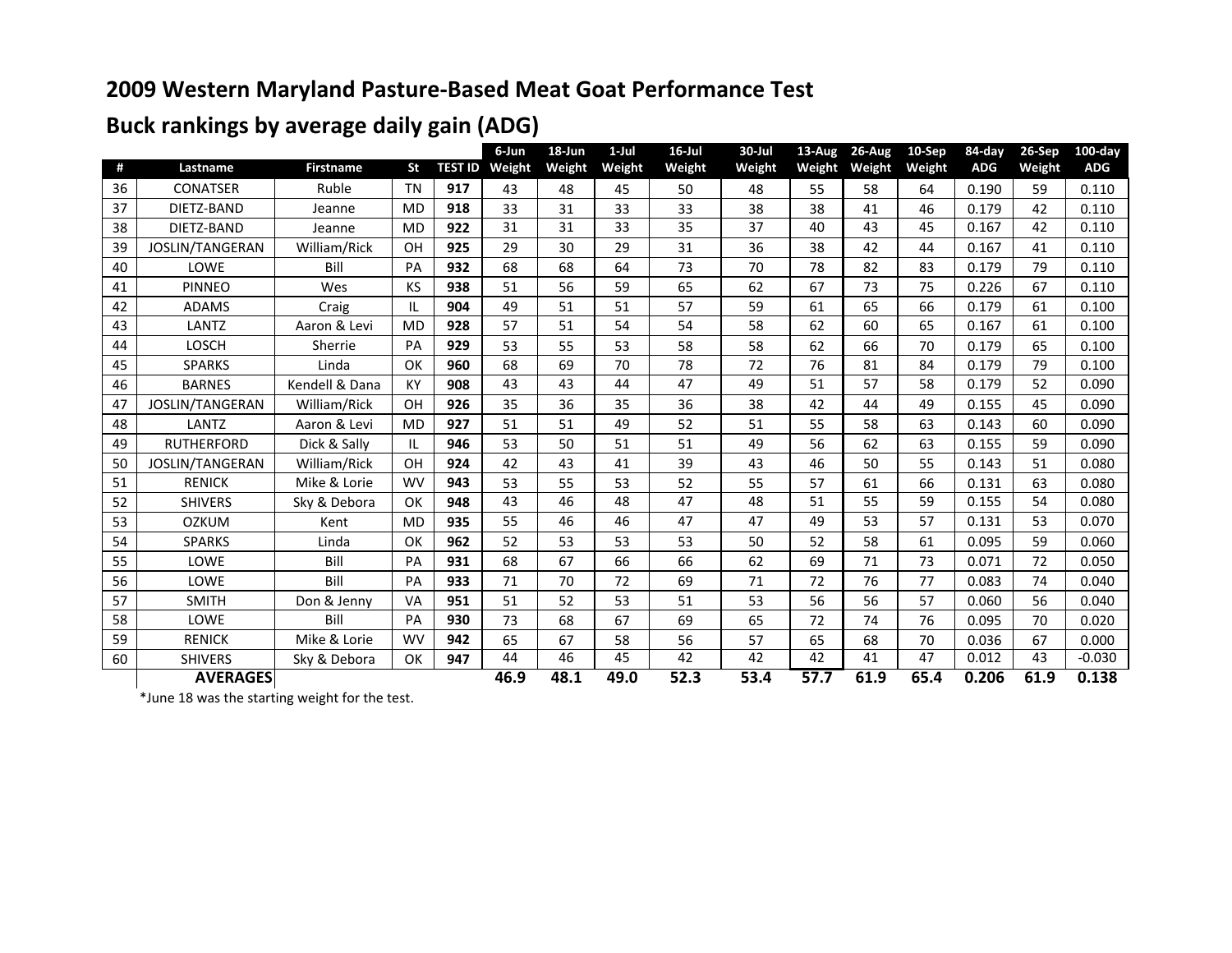## 2009 Western Maryland Pasture-Based Meat Goat Performance Test

## Buck rankings by average daily gain (ADG)

| # | Lastname | Firstname | St | TEST ID | 6-Jun Weight | 18-Jun Weight | 1-Jul Weight | 16-Jul Weight | 30-Jul Weight | 13-Aug Weight | 26-Aug Weight | 10-Sep Weight | 84-day ADG | 26-Sep Weight | 100-day ADG |
|---|---|---|---|---|---|---|---|---|---|---|---|---|---|---|---|
| 36 | CONATSER | Ruble | TN | **917** | 43 | 48 | 45 | 50 | 48 | 55 | 58 | 64 | 0.190 | 59 | 0.110 |
| 37 | DIETZ-BAND | Jeanne | MD | **918** | 33 | 31 | 33 | 33 | 38 | 38 | 41 | 46 | 0.179 | 42 | 0.110 |
| 38 | DIETZ-BAND | Jeanne | MD | **922** | 31 | 31 | 33 | 35 | 37 | 40 | 43 | 45 | 0.167 | 42 | 0.110 |
| 39 | JOSLIN/TANGERAN | William/Rick | OH | **925** | 29 | 30 | 29 | 31 | 36 | 38 | 42 | 44 | 0.167 | 41 | 0.110 |
| 40 | LOWE | Bill | PA | **932** | 68 | 68 | 64 | 73 | 70 | 78 | 82 | 83 | 0.179 | 79 | 0.110 |
| 41 | PINNEO | Wes | KS | **938** | 51 | 56 | 59 | 65 | 62 | 67 | 73 | 75 | 0.226 | 67 | 0.110 |
| 42 | ADAMS | Craig | IL | **904** | 49 | 51 | 51 | 57 | 59 | 61 | 65 | 66 | 0.179 | 61 | 0.100 |
| 43 | LANTZ | Aaron & Levi | MD | **928** | 57 | 51 | 54 | 54 | 58 | 62 | 60 | 65 | 0.167 | 61 | 0.100 |
| 44 | LOSCH | Sherrie | PA | **929** | 53 | 55 | 53 | 58 | 58 | 62 | 66 | 70 | 0.179 | 65 | 0.100 |
| 45 | SPARKS | Linda | OK | **960** | 68 | 69 | 70 | 78 | 72 | 76 | 81 | 84 | 0.179 | 79 | 0.100 |
| 46 | BARNES | Kendell & Dana | KY | **908** | 43 | 43 | 44 | 47 | 49 | 51 | 57 | 58 | 0.179 | 52 | 0.090 |
| 47 | JOSLIN/TANGERAN | William/Rick | OH | **926** | 35 | 36 | 35 | 36 | 38 | 42 | 44 | 49 | 0.155 | 45 | 0.090 |
| 48 | LANTZ | Aaron & Levi | MD | **927** | 51 | 51 | 49 | 52 | 51 | 55 | 58 | 63 | 0.143 | 60 | 0.090 |
| 49 | RUTHERFORD | Dick & Sally | IL | **946** | 53 | 50 | 51 | 51 | 49 | 56 | 62 | 63 | 0.155 | 59 | 0.090 |
| 50 | JOSLIN/TANGERAN | William/Rick | OH | **924** | 42 | 43 | 41 | 39 | 43 | 46 | 50 | 55 | 0.143 | 51 | 0.080 |
| 51 | RENICK | Mike & Lorie | WV | **943** | 53 | 55 | 53 | 52 | 55 | 57 | 61 | 66 | 0.131 | 63 | 0.080 |
| 52 | SHIVERS | Sky & Debora | OK | **948** | 43 | 46 | 48 | 47 | 48 | 51 | 55 | 59 | 0.155 | 54 | 0.080 |
| 53 | OZKUM | Kent | MD | **935** | 55 | 46 | 46 | 47 | 47 | 49 | 53 | 57 | 0.131 | 53 | 0.070 |
| 54 | SPARKS | Linda | OK | **962** | 52 | 53 | 53 | 53 | 50 | 52 | 58 | 61 | 0.095 | 59 | 0.060 |
| 55 | LOWE | Bill | PA | **931** | 68 | 67 | 66 | 66 | 62 | 69 | 71 | 73 | 0.071 | 72 | 0.050 |
| 56 | LOWE | Bill | PA | **933** | 71 | 70 | 72 | 69 | 71 | 72 | 76 | 77 | 0.083 | 74 | 0.040 |
| 57 | SMITH | Don & Jenny | VA | **951** | 51 | 52 | 53 | 51 | 53 | 56 | 56 | 57 | 0.060 | 56 | 0.040 |
| 58 | LOWE | Bill | PA | **930** | 73 | 68 | 67 | 69 | 65 | 72 | 74 | 76 | 0.095 | 70 | 0.020 |
| 59 | RENICK | Mike & Lorie | WV | **942** | 65 | 67 | 58 | 56 | 57 | 65 | 68 | 70 | 0.036 | 67 | 0.000 |
| 60 | SHIVERS | Sky & Debora | OK | **947** | 44 | 46 | 45 | 42 | 42 | 42 | 41 | 47 | 0.012 | 43 | -0.030 |
| | **AVERAGES** | | | | **46.9** | **48.1** | **49.0** | **52.3** | **53.4** | **57.7** | **61.9** | **65.4** | **0.206** | **61.9** | **0.138** |

*June 18 was the starting weight for the test.